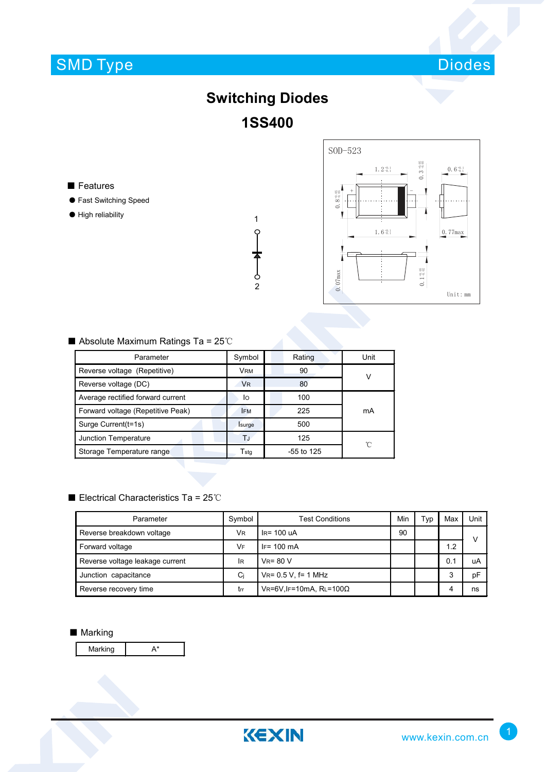SMD Type

Diodes

# Switching Diodes

# 1SS400

## Features

- Fast Switching Speed
- High reliability

## Absolute Maximum Ratings Ta = 25℃

| Parameter | Symbol | Rating | Unit |
|---|---|---|---|
| Reverse voltage (Repetitive) | $V_{RM}$ | 90 | V |
| Reverse voltage (DC) | $V_R$ | 80 | V |
| Average rectified forward current | $I_O$ | 100 | mA |
| Forward voltage (Repetitive Peak) | $I_{FM}$ | 225 | mA |
| Surge Current(t=1s) | $I_{surge}$ | 500 | mA |
| Junction Temperature | $T_J$ | 125 | ℃ |
| Storage Temperature range | $T_{stg}$ | -55 to 125 | ℃ |

## Electrical Characteristics Ta = 25℃

| Parameter | Symbol | Test Conditions | Min | Typ | Max | Unit |
|---|---|---|---|---|---|---|
| Reverse breakdown voltage | $V_R$ | $I_R$= 100 uA | 90 | | | V |
| Forward voltage | $V_F$ | $I_F$= 100 mA | | | 1.2 | V |
| Reverse voltage leakage current | $I_R$ | $V_R$= 80 V | | | 0.1 | uA |
| Junction capacitance | $C_j$ | $V_R$= 0.5 V, f= 1 MHz | | | 3 | pF |
| Reverse recovery time | $t_{rr}$ | $V_R$=6V,$I_F$=10mA, $R_L$=100Ω | | | 4 | ns |

## Marking

| Marking | A* |
|---|---|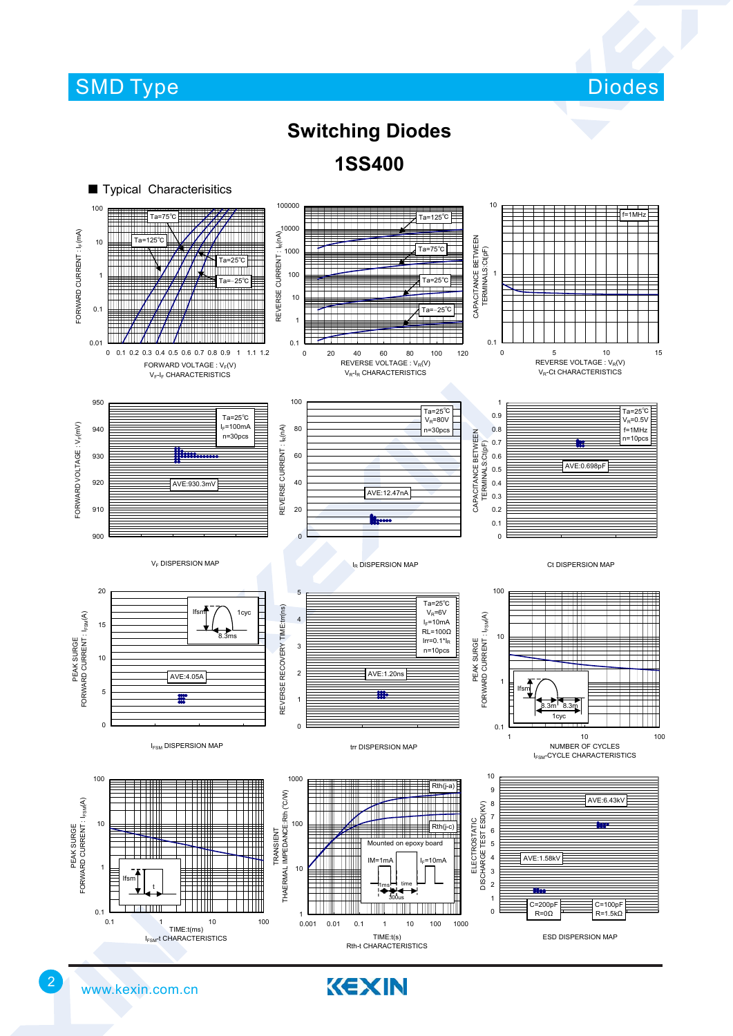# Switching Diodes

# 1SS400

■ Typical Characterisitics

FORWARD CURRENT : $I_F$ (mA)
100
10
1
0.1
0.01
Ta=75℃
Ta=125℃
Ta=25℃
Ta= -25℃
0 0.1 0.2 0.3 0.4 0.5 0.6 0.7 0.8 0.9 1 1.1 1.2
FORWARD VOLTAGE : $V_F$(V)
$V_F$-$I_F$ CHARACTERISTICS

REVERSE CURRENT : $I_R$(nA)
100000
10000
1000
100
10
1
0.1
Ta=125℃
Ta=75℃
Ta=25℃
Ta= -25℃
0 20 40 60 80 100 120
REVERSE VOLTAGE : $V_R$(V)
$V_R$-$I_R$ CHARACTERISTICS

CAPACITANCE BETWEEN TERMINALS:Ct(pF)
10
1
0.1
f=1MHz
0 5 10 15
REVERSE VOLTAGE : $V_R$(V)
$V_R$-Ct CHARACTERISTICS

FORWARD VOLTAGE : $V_F$(mV)
950
940
930
920
910
900
Ta=25℃
$I_F$=100mA
n=30pcs
AVE:930.3mV
$V_F$ DISPERSION MAP

REVERSE CURRENT : $I_R$(nA)
100
80
60
40
20
0
Ta=25℃
$V_R$=80V
n=30pcs
AVE:12.47nA
$I_R$ DISPERSION MAP

CAPACITANCE BETWEEN TERMINALS:Ct(pF)
1
0.9
0.8
0.7
0.6
0.5
0.4
0.3
0.2
0.1
0
Ta=25℃
$V_R$=0.5V
f=1MHz
n=10pcs
AVE:0.698pF
Ct DISPERSION MAP

PEAK SURGE FORWARD CURRENT : $I_{FSM}$(A)
20
15
10
5
0
Ifsm
1cyc
8.3ms
AVE:4.05A
$I_{FSM}$ DISPERSION MAP

REVERSE RECOVERY TIME:trr(ns)
5
4
3
2
1
0
Ta=25℃
$V_R$=6V
$I_F$=10mA
RL=100Ω
Irr=0.1*$I_R$
n=10pcs
AVE:1.20ns
trr DISPERSION MAP

PEAK SURGE FORWARD CURRENT : $I_{FSM}$(A)
100
10
1
0.1
Ifsm
8.3m 8.3m
1cyc
1 10 100
NUMBER OF CYCLES
$I_{FSM}$-CYCLE CHARACTERISTICS

PEAK SURGE FORWARD CURRENT : $I_{FSM}$(A)
100
10
1
0.1
Ifsm
t
0.1 1 10 100
TIME:t(ms)
$I_{FSM}$-t CHARACTERISTICS

TRANSIENT THAERMAL IMPEDANCE:Rth (℃/W)
1000
100
10
1
Rth(j-a)
Rth(j-c)
Mounted on epoxy board
IM=1mA
$I_F$=10mA
1ms
time
300us
0.001 0.01 0.1 1 10 100 1000
TIME:t(s)
Rth-t CHARACTERISTICS

ELECTROSTATIC DISCHARGE TEST ESD(KV)
10
9
8
7
6
5
4
3
2
1
0
AVE:6.43kV
AVE:1.58kV
C=200pF R=0Ω
C=100pF R=1.5kΩ
ESD DISPERSION MAP